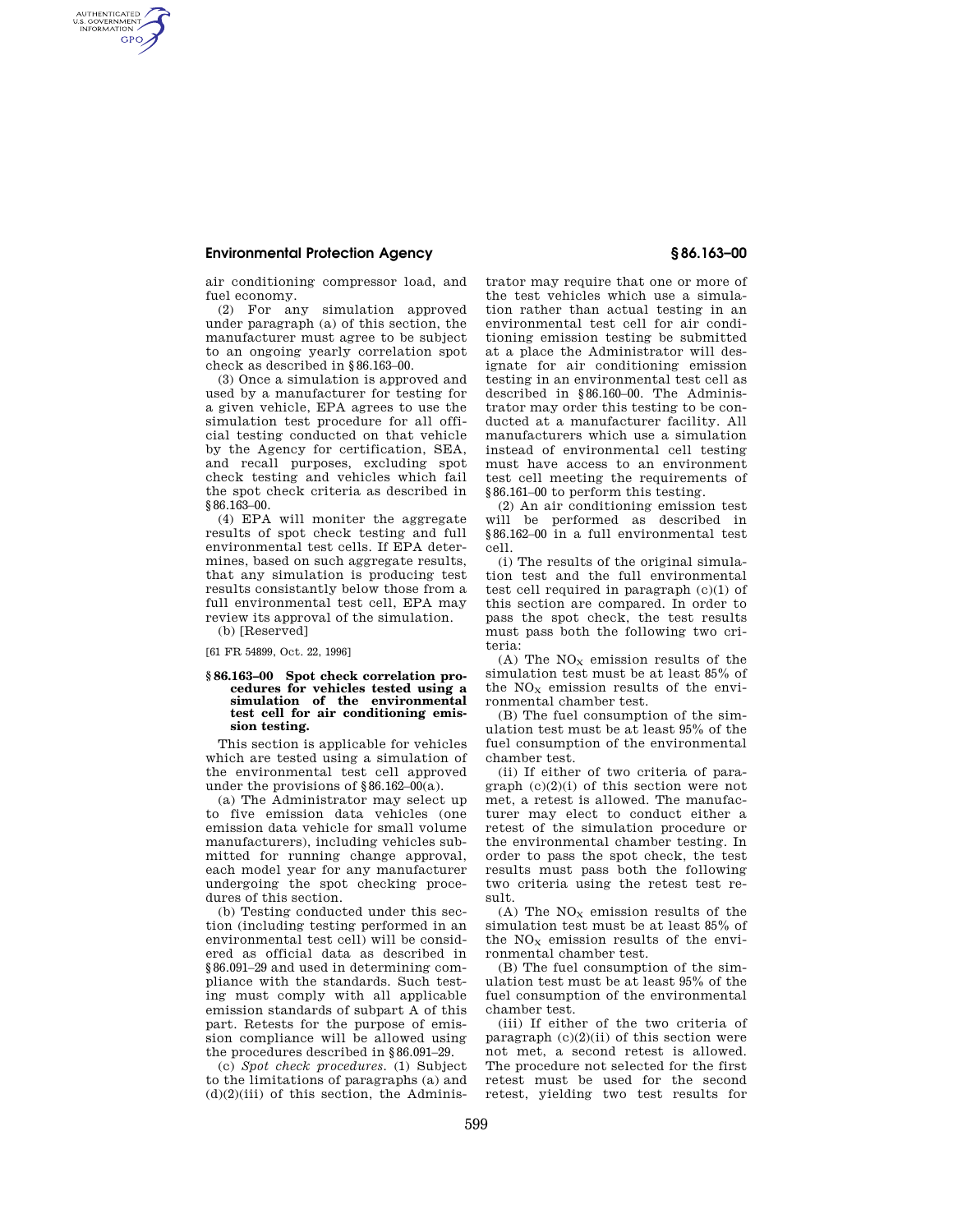air conditioning compressor load, and fuel economy.

(2) For any simulation approved under paragraph (a) of this section, the manufacturer must agree to be subject to an ongoing yearly correlation spot check as described in §86.163–00.

(3) Once a simulation is approved and used by a manufacturer for testing for a given vehicle, EPA agrees to use the simulation test procedure for all official testing conducted on that vehicle by the Agency for certification, SEA, and recall purposes, excluding spot check testing and vehicles which fail the spot check criteria as described in §86.163–00.

(4) EPA will moniter the aggregate results of spot check testing and full environmental test cells. If EPA determines, based on such aggregate results, that any simulation is producing test results consistantly below those from a full environmental test cell, EPA may review its approval of the simulation.

(b) [Reserved]

[61 FR 54899, Oct. 22, 1996]

### §86.163–00 Spot check correlation procedures for vehicles tested using a simulation of the environmental test cell for air conditioning emission testing.

This section is applicable for vehicles which are tested using a simulation of the environmental test cell approved under the provisions of §86.162–00(a).

(a) The Administrator may select up to five emission data vehicles (one emission data vehicle for small volume manufacturers), including vehicles submitted for running change approval, each model year for any manufacturer undergoing the spot checking procedures of this section.

(b) Testing conducted under this section (including testing performed in an environmental test cell) will be considered as official data as described in §86.091–29 and used in determining compliance with the standards. Such testing must comply with all applicable emission standards of subpart A of this part. Retests for the purpose of emission compliance will be allowed using the procedures described in §86.091–29.

(c) *Spot check procedures.* (1) Subject to the limitations of paragraphs (a) and (d)(2)(iii) of this section, the Administrator may require that one or more of the test vehicles which use a simulation rather than actual testing in an environmental test cell for air conditioning emission testing be submitted at a place the Administrator will designate for air conditioning emission testing in an environmental test cell as described in §86.160–00. The Administrator may order this testing to be conducted at a manufacturer facility. All manufacturers which use a simulation instead of environmental cell testing must have access to an environment test cell meeting the requirements of §86.161–00 to perform this testing.

(2) An air conditioning emission test will be performed as described in §86.162–00 in a full environmental test cell.

(i) The results of the original simulation test and the full environmental test cell required in paragraph (c)(1) of this section are compared. In order to pass the spot check, the test results must pass both the following two criteria:

(A) The $NO_X$ emission results of the simulation test must be at least 85% of the $NO_X$ emission results of the environmental chamber test.

(B) The fuel consumption of the simulation test must be at least 95% of the fuel consumption of the environmental chamber test.

(ii) If either of two criteria of paragraph (c)(2)(i) of this section were not met, a retest is allowed. The manufacturer may elect to conduct either a retest of the simulation procedure or the environmental chamber testing. In order to pass the spot check, the test results must pass both the following two criteria using the retest test result.

(A) The $NO_X$ emission results of the simulation test must be at least 85% of the $NO_X$ emission results of the environmental chamber test.

(B) The fuel consumption of the simulation test must be at least 95% of the fuel consumption of the environmental chamber test.

(iii) If either of the two criteria of paragraph (c)(2)(ii) of this section were not met, a second retest is allowed. The procedure not selected for the first retest must be used for the second retest, yielding two test results for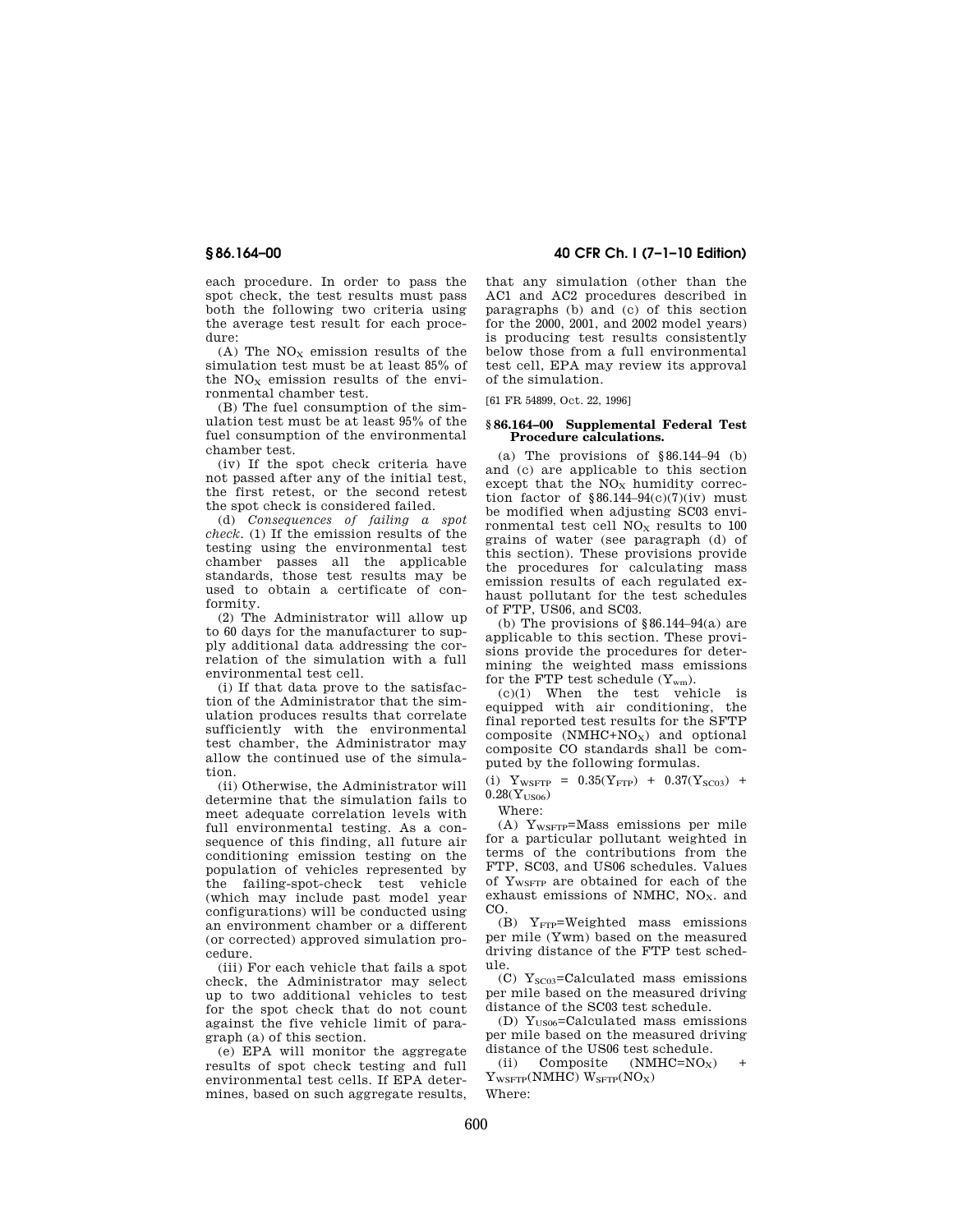each procedure. In order to pass the spot check, the test results must pass both the following two criteria using the average test result for each procedure:

(A) The $NO_X$ emission results of the simulation test must be at least 85% of the $NO_X$ emission results of the environmental chamber test.

(B) The fuel consumption of the simulation test must be at least 95% of the fuel consumption of the environmental chamber test.

(iv) If the spot check criteria have not passed after any of the initial test, the first retest, or the second retest the spot check is considered failed.

(d) *Consequences of failing a spot check.* (1) If the emission results of the testing using the environmental test chamber passes all the applicable standards, those test results may be used to obtain a certificate of conformity.

(2) The Administrator will allow up to 60 days for the manufacturer to supply additional data addressing the correlation of the simulation with a full environmental test cell.

(i) If that data prove to the satisfaction of the Administrator that the simulation produces results that correlate sufficiently with the environmental test chamber, the Administrator may allow the continued use of the simulation.

(ii) Otherwise, the Administrator will determine that the simulation fails to meet adequate correlation levels with full environmental testing. As a consequence of this finding, all future air conditioning emission testing on the population of vehicles represented by the failing-spot-check test vehicle (which may include past model year configurations) will be conducted using an environment chamber or a different (or corrected) approved simulation procedure.

(iii) For each vehicle that fails a spot check, the Administrator may select up to two additional vehicles to test for the spot check that do not count against the five vehicle limit of paragraph (a) of this section.

(e) EPA will monitor the aggregate results of spot check testing and full environmental test cells. If EPA determines, based on such aggregate results, that any simulation (other than the AC1 and AC2 procedures described in paragraphs (b) and (c) of this section for the 2000, 2001, and 2002 model years) is producing test results consistently below those from a full environmental test cell, EPA may review its approval of the simulation.

[61 FR 54899, Oct. 22, 1996]

## § 86.164–00 Supplemental Federal Test Procedure calculations.

(a) The provisions of § 86.144–94 (b) and (c) are applicable to this section except that the $NO_X$ humidity correction factor of § 86.144–94(c)(7)(iv) must be modified when adjusting SC03 environmental test cell $NO_X$ results to 100 grains of water (see paragraph (d) of this section). These provisions provide the procedures for calculating mass emission results of each regulated exhaust pollutant for the test schedules of FTP, US06, and SC03.

(b) The provisions of § 86.144–94(a) are applicable to this section. These provisions provide the procedures for determining the weighted mass emissions for the FTP test schedule ($Y_{wm}$).

(c)(1) When the test vehicle is equipped with air conditioning, the final reported test results for the SFTP composite ($NMHC+NO_X$) and optional composite CO standards shall be computed by the following formulas.

(i) $Y_{WSFTP} = 0.35(Y_{FTP}) + 0.37(Y_{SC03}) + 0.28(Y_{US06})$

Where:

(A) $Y_{WSFTP}$=Mass emissions per mile for a particular pollutant weighted in terms of the contributions from the FTP, SC03, and US06 schedules. Values of $Y_{WSFTP}$ are obtained for each of the exhaust emissions of NMHC, $NO_X$. and CO.

(B) $Y_{FTP}$=Weighted mass emissions per mile (Ywm) based on the measured driving distance of the FTP test schedule.

(C) $Y_{SC03}$=Calculated mass emissions per mile based on the measured driving distance of the SC03 test schedule.

(D) $Y_{US06}$=Calculated mass emissions per mile based on the measured driving distance of the US06 test schedule.

(ii) Composite $(NMHC=NO_X)$ + $Y_{WSFTP}(NMHC)$ $W_{SFTP}(NO_X)$

Where: